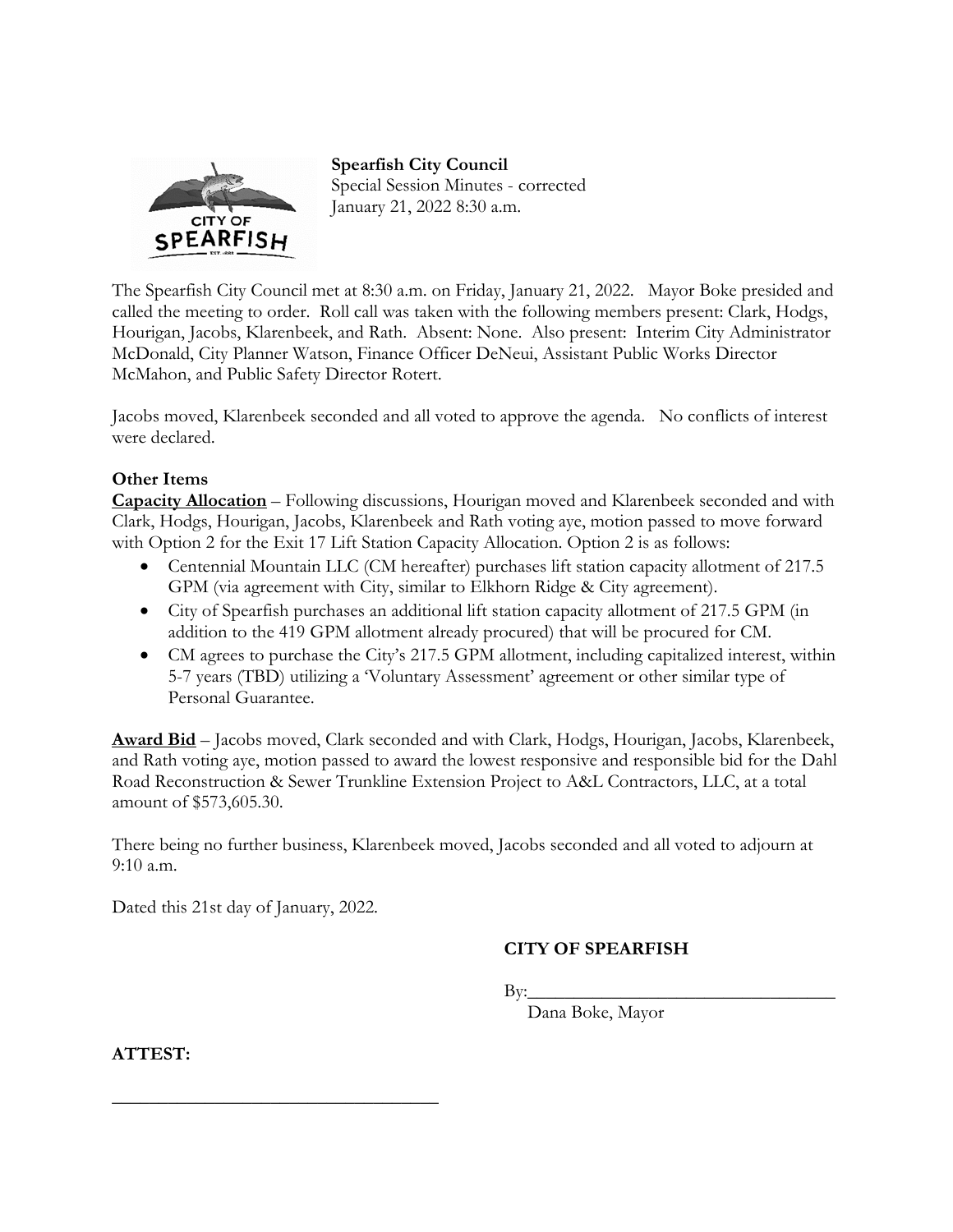**Spearfish City Council**
Special Session Minutes - corrected
January 21, 2022 8:30 a.m.

The Spearfish City Council met at 8:30 a.m. on Friday, January 21, 2022. Mayor Boke presided and called the meeting to order. Roll call was taken with the following members present: Clark, Hodgs, Hourigan, Jacobs, Klarenbeek, and Rath. Absent: None. Also present: Interim City Administrator McDonald, City Planner Watson, Finance Officer DeNeui, Assistant Public Works Director McMahon, and Public Safety Director Rotert.

Jacobs moved, Klarenbeek seconded and all voted to approve the agenda. No conflicts of interest were declared.

**Other Items**

**Capacity Allocation** – Following discussions, Hourigan moved and Klarenbeek seconded and with Clark, Hodgs, Hourigan, Jacobs, Klarenbeek and Rath voting aye, motion passed to move forward with Option 2 for the Exit 17 Lift Station Capacity Allocation. Option 2 is as follows:

- Centennial Mountain LLC (CM hereafter) purchases lift station capacity allotment of 217.5 GPM (via agreement with City, similar to Elkhorn Ridge & City agreement).
- City of Spearfish purchases an additional lift station capacity allotment of 217.5 GPM (in addition to the 419 GPM allotment already procured) that will be procured for CM.
- CM agrees to purchase the City's 217.5 GPM allotment, including capitalized interest, within 5-7 years (TBD) utilizing a 'Voluntary Assessment' agreement or other similar type of Personal Guarantee.

**Award Bid** – Jacobs moved, Clark seconded and with Clark, Hodgs, Hourigan, Jacobs, Klarenbeek, and Rath voting aye, motion passed to award the lowest responsive and responsible bid for the Dahl Road Reconstruction & Sewer Trunkline Extension Project to A&L Contractors, LLC, at a total amount of $573,605.30.

There being no further business, Klarenbeek moved, Jacobs seconded and all voted to adjourn at 9:10 a.m.

Dated this 21st day of January, 2022.

**CITY OF SPEARFISH**

By:\_\_\_\_\_\_\_\_\_\_\_\_\_\_\_\_\_\_\_\_\_\_\_\_\_\_\_\_\_\_\_\_\_\_
Dana Boke, Mayor

**ATTEST:**

\_\_\_\_\_\_\_\_\_\_\_\_\_\_\_\_\_\_\_\_\_\_\_\_\_\_\_\_\_\_\_\_\_\_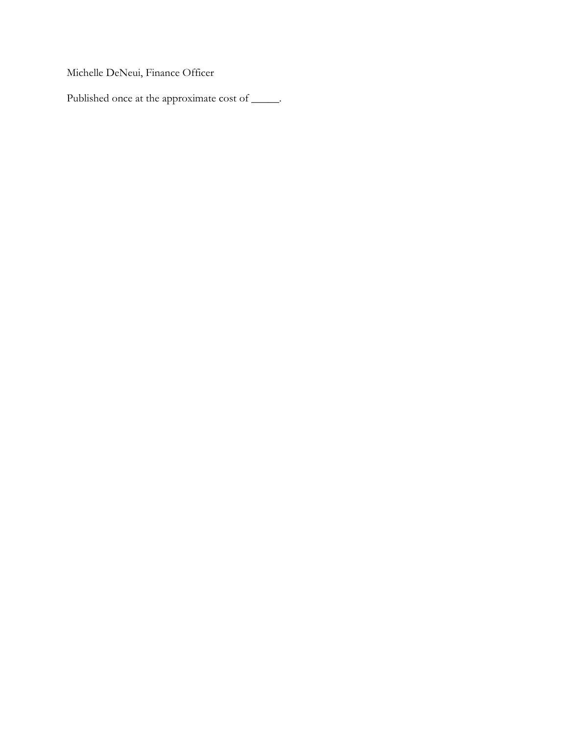Michelle DeNeui, Finance Officer

Published once at the approximate cost of _____.